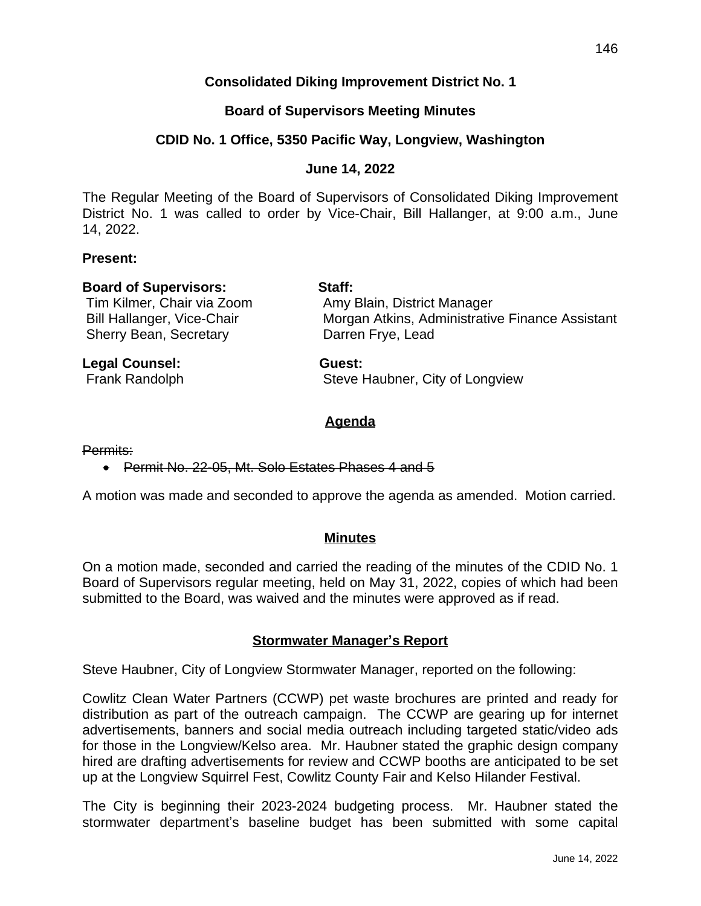**Consolidated Diking Improvement District No. 1**

**Board of Supervisors Meeting Minutes**

**CDID No. 1 Office, 5350 Pacific Way, Longview, Washington**

**June 14, 2022**

The Regular Meeting of the Board of Supervisors of Consolidated Diking Improvement District No. 1 was called to order by Vice-Chair, Bill Hallanger, at 9:00 a.m., June 14, 2022.

**Present:**

**Board of Supervisors:**
Tim Kilmer, Chair via Zoom
Bill Hallanger, Vice-Chair
Sherry Bean, Secretary

**Staff:**
Amy Blain, District Manager
Morgan Atkins, Administrative Finance Assistant
Darren Frye, Lead

**Legal Counsel:**
Frank Randolph

**Guest:**
Steve Haubner, City of Longview

## Agenda

~~Permits:~~

- ~~Permit No. 22-05, Mt. Solo Estates Phases 4 and 5~~

A motion was made and seconded to approve the agenda as amended. Motion carried.

## Minutes

On a motion made, seconded and carried the reading of the minutes of the CDID No. 1 Board of Supervisors regular meeting, held on May 31, 2022, copies of which had been submitted to the Board, was waived and the minutes were approved as if read.

## Stormwater Manager's Report

Steve Haubner, City of Longview Stormwater Manager, reported on the following:

Cowlitz Clean Water Partners (CCWP) pet waste brochures are printed and ready for distribution as part of the outreach campaign. The CCWP are gearing up for internet advertisements, banners and social media outreach including targeted static/video ads for those in the Longview/Kelso area. Mr. Haubner stated the graphic design company hired are drafting advertisements for review and CCWP booths are anticipated to be set up at the Longview Squirrel Fest, Cowlitz County Fair and Kelso Hilander Festival.

The City is beginning their 2023-2024 budgeting process. Mr. Haubner stated the stormwater department's baseline budget has been submitted with some capital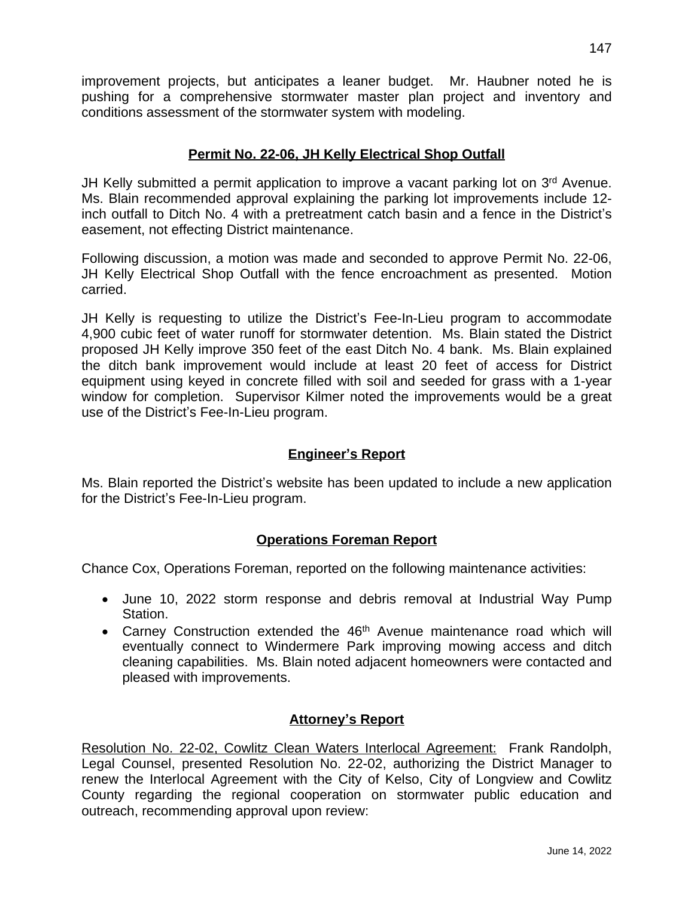improvement projects, but anticipates a leaner budget. Mr. Haubner noted he is pushing for a comprehensive stormwater master plan project and inventory and conditions assessment of the stormwater system with modeling.

## Permit No. 22-06, JH Kelly Electrical Shop Outfall

JH Kelly submitted a permit application to improve a vacant parking lot on 3rd Avenue. Ms. Blain recommended approval explaining the parking lot improvements include 12-inch outfall to Ditch No. 4 with a pretreatment catch basin and a fence in the District's easement, not effecting District maintenance.

Following discussion, a motion was made and seconded to approve Permit No. 22-06, JH Kelly Electrical Shop Outfall with the fence encroachment as presented. Motion carried.

JH Kelly is requesting to utilize the District's Fee-In-Lieu program to accommodate 4,900 cubic feet of water runoff for stormwater detention. Ms. Blain stated the District proposed JH Kelly improve 350 feet of the east Ditch No. 4 bank. Ms. Blain explained the ditch bank improvement would include at least 20 feet of access for District equipment using keyed in concrete filled with soil and seeded for grass with a 1-year window for completion. Supervisor Kilmer noted the improvements would be a great use of the District's Fee-In-Lieu program.

## Engineer's Report

Ms. Blain reported the District's website has been updated to include a new application for the District's Fee-In-Lieu program.

## Operations Foreman Report

Chance Cox, Operations Foreman, reported on the following maintenance activities:

- June 10, 2022 storm response and debris removal at Industrial Way Pump Station.
- Carney Construction extended the 46th Avenue maintenance road which will eventually connect to Windermere Park improving mowing access and ditch cleaning capabilities. Ms. Blain noted adjacent homeowners were contacted and pleased with improvements.

## Attorney's Report

Resolution No. 22-02, Cowlitz Clean Waters Interlocal Agreement: Frank Randolph, Legal Counsel, presented Resolution No. 22-02, authorizing the District Manager to renew the Interlocal Agreement with the City of Kelso, City of Longview and Cowlitz County regarding the regional cooperation on stormwater public education and outreach, recommending approval upon review: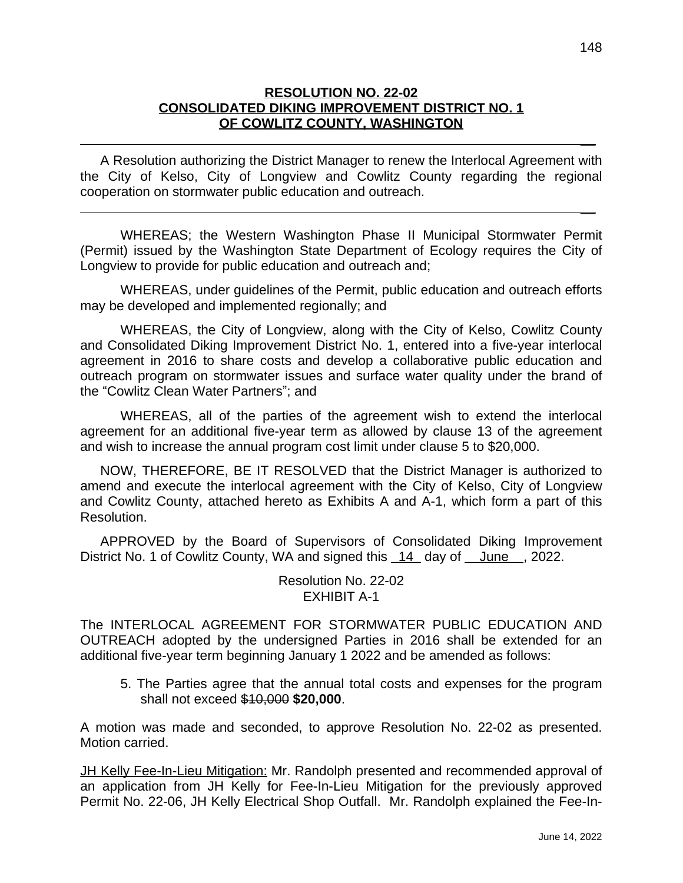**RESOLUTION NO. 22-02**
**CONSOLIDATED DIKING IMPROVEMENT DISTRICT NO. 1**
**OF COWLITZ COUNTY, WASHINGTON**

---

A Resolution authorizing the District Manager to renew the Interlocal Agreement with the City of Kelso, City of Longview and Cowlitz County regarding the regional cooperation on stormwater public education and outreach.

---

WHEREAS; the Western Washington Phase II Municipal Stormwater Permit (Permit) issued by the Washington State Department of Ecology requires the City of Longview to provide for public education and outreach and;

WHEREAS, under guidelines of the Permit, public education and outreach efforts may be developed and implemented regionally; and

WHEREAS, the City of Longview, along with the City of Kelso, Cowlitz County and Consolidated Diking Improvement District No. 1, entered into a five-year interlocal agreement in 2016 to share costs and develop a collaborative public education and outreach program on stormwater issues and surface water quality under the brand of the "Cowlitz Clean Water Partners"; and

WHEREAS, all of the parties of the agreement wish to extend the interlocal agreement for an additional five-year term as allowed by clause 13 of the agreement and wish to increase the annual program cost limit under clause 5 to $20,000.

NOW, THEREFORE, BE IT RESOLVED that the District Manager is authorized to amend and execute the interlocal agreement with the City of Kelso, City of Longview and Cowlitz County, attached hereto as Exhibits A and A-1, which form a part of this Resolution.

APPROVED by the Board of Supervisors of Consolidated Diking Improvement District No. 1 of Cowlitz County, WA and signed this 14 day of June, 2022.

Resolution No. 22-02
EXHIBIT A-1

The INTERLOCAL AGREEMENT FOR STORMWATER PUBLIC EDUCATION AND OUTREACH adopted by the undersigned Parties in 2016 shall be extended for an additional five-year term beginning January 1 2022 and be amended as follows:

5. The Parties agree that the annual total costs and expenses for the program shall not exceed ~~$10,000~~ **$20,000**.

A motion was made and seconded, to approve Resolution No. 22-02 as presented. Motion carried.

JH Kelly Fee-In-Lieu Mitigation: Mr. Randolph presented and recommended approval of an application from JH Kelly for Fee-In-Lieu Mitigation for the previously approved Permit No. 22-06, JH Kelly Electrical Shop Outfall. Mr. Randolph explained the Fee-In-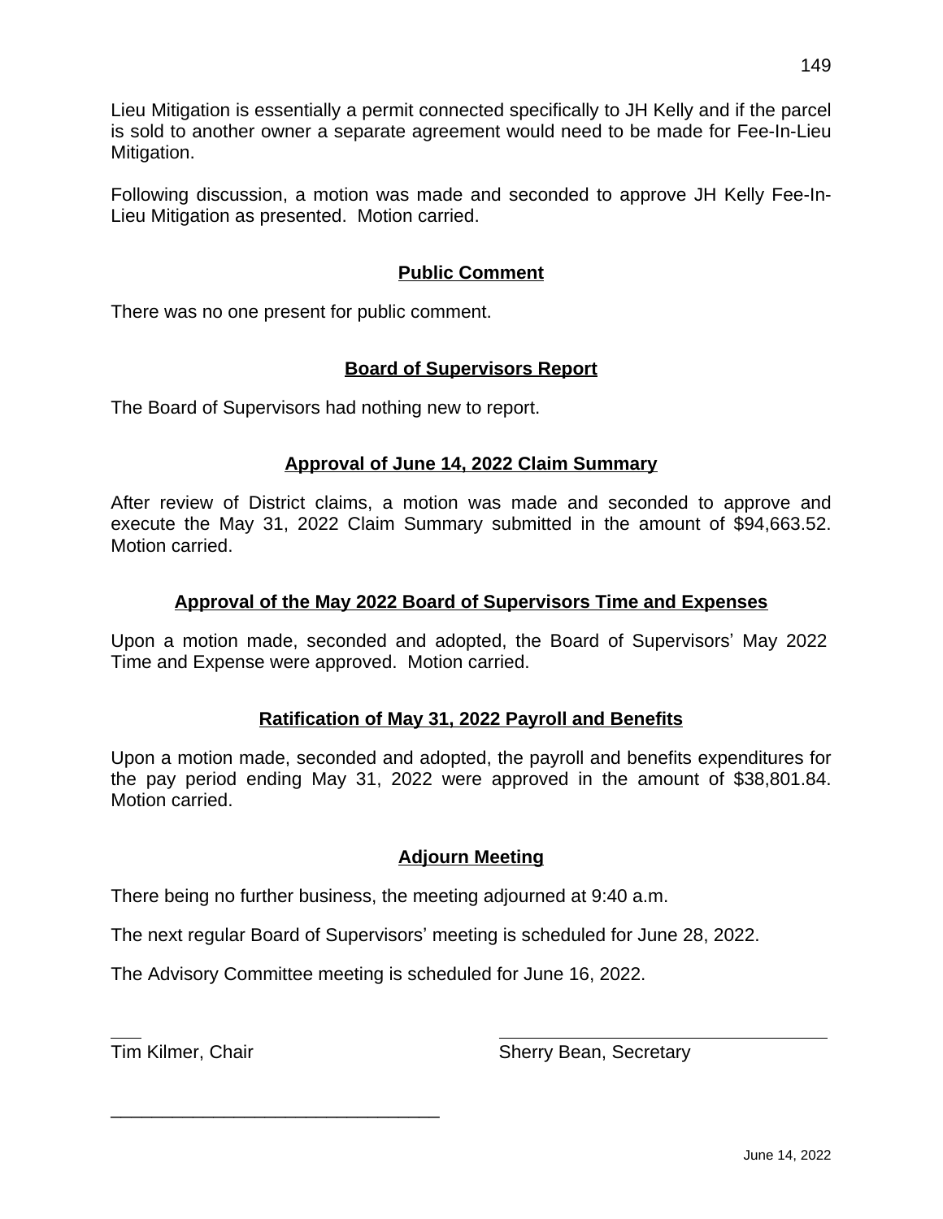Lieu Mitigation is essentially a permit connected specifically to JH Kelly and if the parcel is sold to another owner a separate agreement would need to be made for Fee-In-Lieu Mitigation.

Following discussion, a motion was made and seconded to approve JH Kelly Fee-In-Lieu Mitigation as presented. Motion carried.

## Public Comment

There was no one present for public comment.

## Board of Supervisors Report

The Board of Supervisors had nothing new to report.

## Approval of June 14, 2022 Claim Summary

After review of District claims, a motion was made and seconded to approve and execute the May 31, 2022 Claim Summary submitted in the amount of $94,663.52. Motion carried.

## Approval of the May 2022 Board of Supervisors Time and Expenses

Upon a motion made, seconded and adopted, the Board of Supervisors' May 2022 Time and Expense were approved. Motion carried.

## Ratification of May 31, 2022 Payroll and Benefits

Upon a motion made, seconded and adopted, the payroll and benefits expenditures for the pay period ending May 31, 2022 were approved in the amount of $38,801.84. Motion carried.

## Adjourn Meeting

There being no further business, the meeting adjourned at 9:40 a.m.

The next regular Board of Supervisors' meeting is scheduled for June 28, 2022.

The Advisory Committee meeting is scheduled for June 16, 2022.

___ \
Tim Kilmer, Chair

_________________________________ \
Sherry Bean, Secretary

_________________________________

June 14, 2022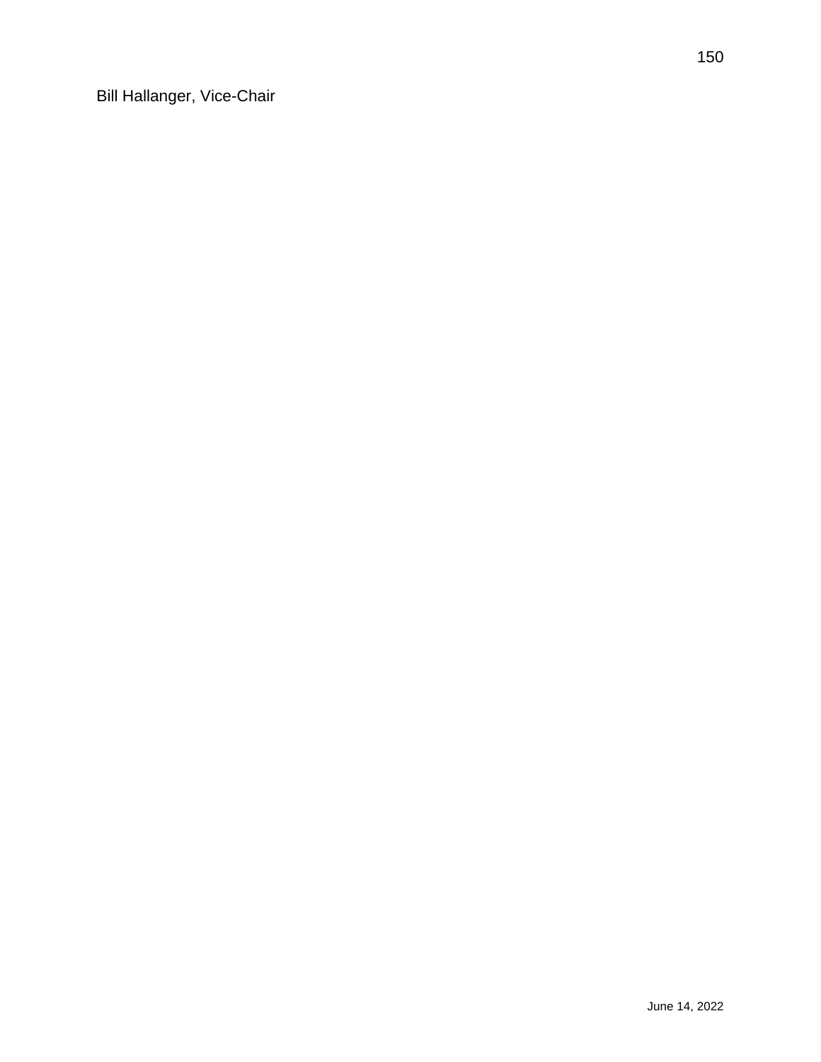Bill Hallanger, Vice-Chair